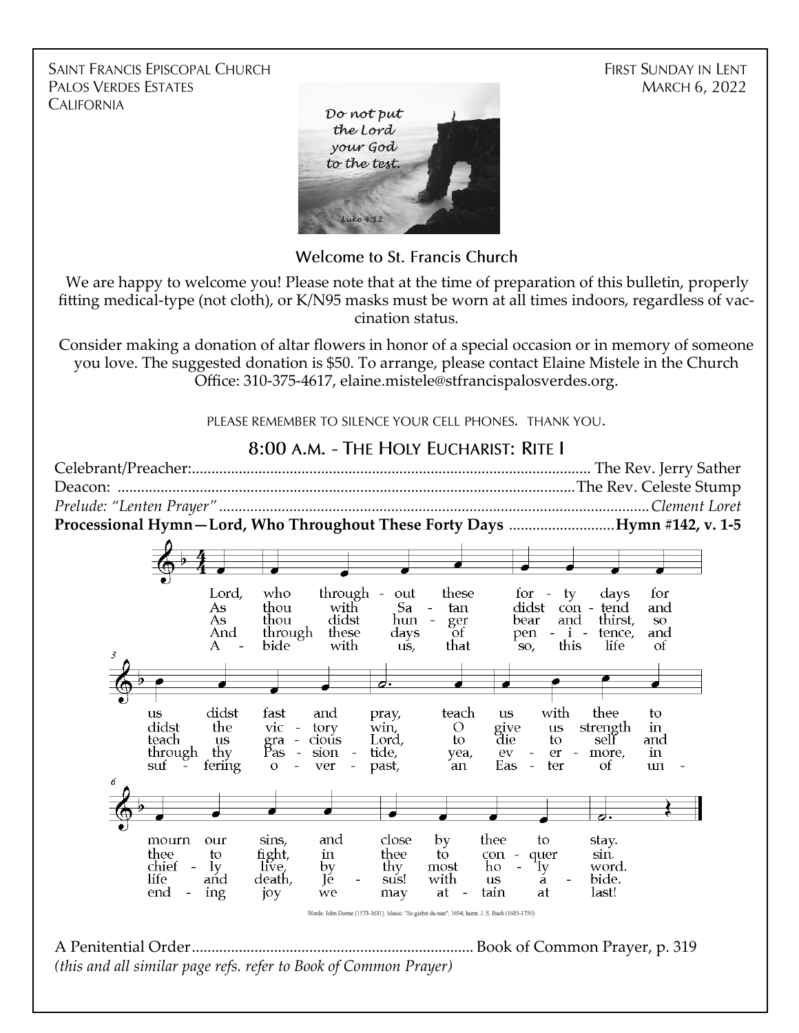SAINT FRANCIS EPISCOPAL CHURCH
PALOS VERDES ESTATES
CALIFORNIA

FIRST SUNDAY IN LENT
MARCH 6, 2022

Do not put the Lord your God to the test.
Luke 4:12

## Welcome to St. Francis Church

We are happy to welcome you! Please note that at the time of preparation of this bulletin, properly fitting medical-type (not cloth), or K/N95 masks must be worn at all times indoors, regardless of vaccination status.

Consider making a donation of altar flowers in honor of a special occasion or in memory of someone you love. The suggested donation is $50. To arrange, please contact Elaine Mistele in the Church Office: 310-375-4617, elaine.mistele@stfrancispalosverdes.org.

PLEASE REMEMBER TO SILENCE YOUR CELL PHONES. THANK YOU.

## 8:00 A.M. - THE HOLY EUCHARIST: RITE I

Celebrant/Preacher: ............ The Rev. Jerry Sather
Deacon: ............ The Rev. Celeste Stump
*Prelude: "Lenten Prayer"* ............ *Clement Loret*

**Processional Hymn—Lord, Who Throughout These Forty Days ............ Hymn #142, v. 1-5**

1. Lord, who throughout these forty days for us didst fast and pray, teach us with thee to mourn our sins, and close by thee to stay.
2. As thou with Satan didst contend and didst the victory win, O give us strength in thee to fight, in thee to conquer sin.
3. As thou didst hunger bear and thirst, so teach us gracious Lord, to die to self and chiefly live, by thy most holy word.
4. And through these days of penitence, and through thy Passiontide, yea, evermore, in life and death, Jesus! with us abide.
5. Abide with us, that so, this life of suffering overpast, an Easter of unending joy we may attain at last!

Words: John Donne (1573-1631). Music: "So giebst du nun", 1694; harm. J. S. Bach (1685-1750)

A Penitential Order ............ Book of Common Prayer, p. 319
*(this and all similar page refs. refer to Book of Common Prayer)*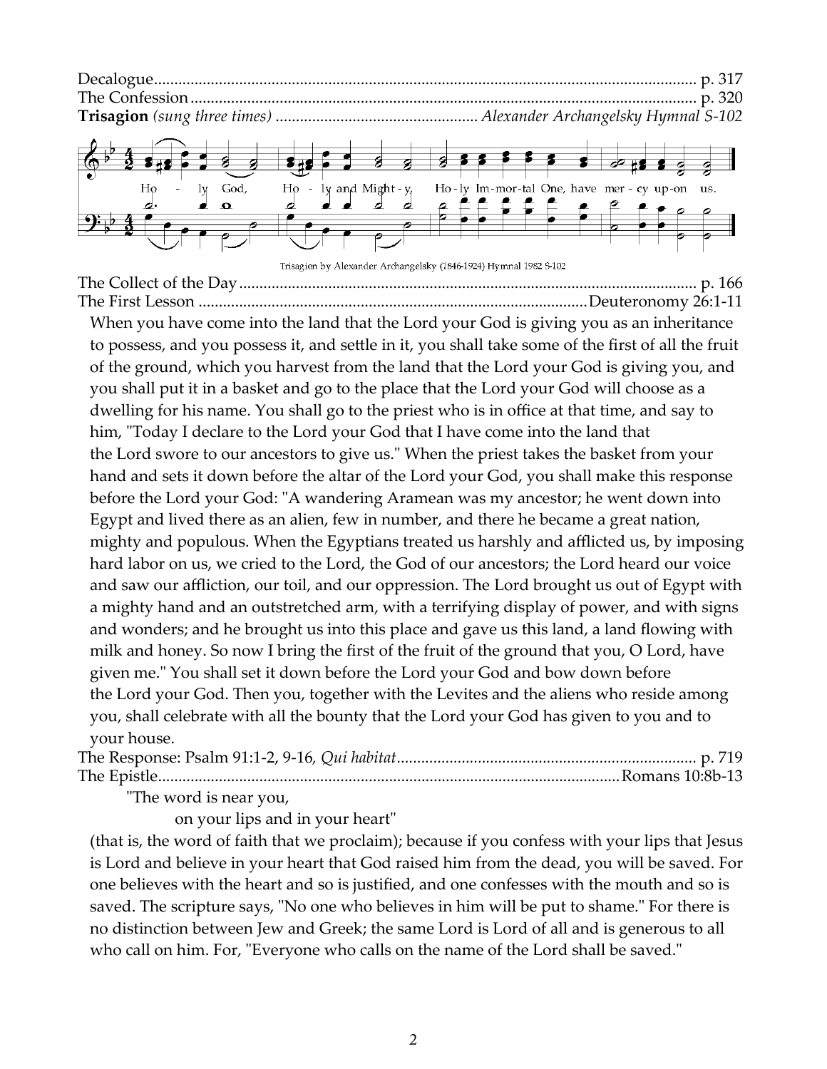Decalogue...................................................................................................................... p. 317
The Confession.............................................................................................................. p. 320
**Trisagion** *(sung three times)* ................................................... *Alexander Archangelsky Hymnal S-102*

Holy God, Holy and Mighty, Holy Immortal One, have mercy upon us.

Trisagion by Alexander Archangelsky (1846-1924) Hymnal 1982 S-102

The Collect of the Day.................................................................................................. p. 166
The First Lesson ............................................................................................... Deuteronomy 26:1-11

When you have come into the land that the Lord your God is giving you as an inheritance to possess, and you possess it, and settle in it, you shall take some of the first of all the fruit of the ground, which you harvest from the land that the Lord your God is giving you, and you shall put it in a basket and go to the place that the Lord your God will choose as a dwelling for his name. You shall go to the priest who is in office at that time, and say to him, "Today I declare to the Lord your God that I have come into the land that the Lord swore to our ancestors to give us." When the priest takes the basket from your hand and sets it down before the altar of the Lord your God, you shall make this response before the Lord your God: "A wandering Aramean was my ancestor; he went down into Egypt and lived there as an alien, few in number, and there he became a great nation, mighty and populous. When the Egyptians treated us harshly and afflicted us, by imposing hard labor on us, we cried to the Lord, the God of our ancestors; the Lord heard our voice and saw our affliction, our toil, and our oppression. The Lord brought us out of Egypt with a mighty hand and an outstretched arm, with a terrifying display of power, and with signs and wonders; and he brought us into this place and gave us this land, a land flowing with milk and honey. So now I bring the first of the fruit of the ground that you, O Lord, have given me." You shall set it down before the Lord your God and bow down before the Lord your God. Then you, together with the Levites and the aliens who reside among you, shall celebrate with all the bounty that the Lord your God has given to you and to your house.

The Response: Psalm 91:1-2, 9-16, *Qui habitat*......................................................................... p. 719
The Epistle................................................................................................................ Romans 10:8b-13

"The word is near you,
on your lips and in your heart"

(that is, the word of faith that we proclaim); because if you confess with your lips that Jesus is Lord and believe in your heart that God raised him from the dead, you will be saved. For one believes with the heart and so is justified, and one confesses with the mouth and so is saved. The scripture says, "No one who believes in him will be put to shame." For there is no distinction between Jew and Greek; the same Lord is Lord of all and is generous to all who call on him. For, "Everyone who calls on the name of the Lord shall be saved."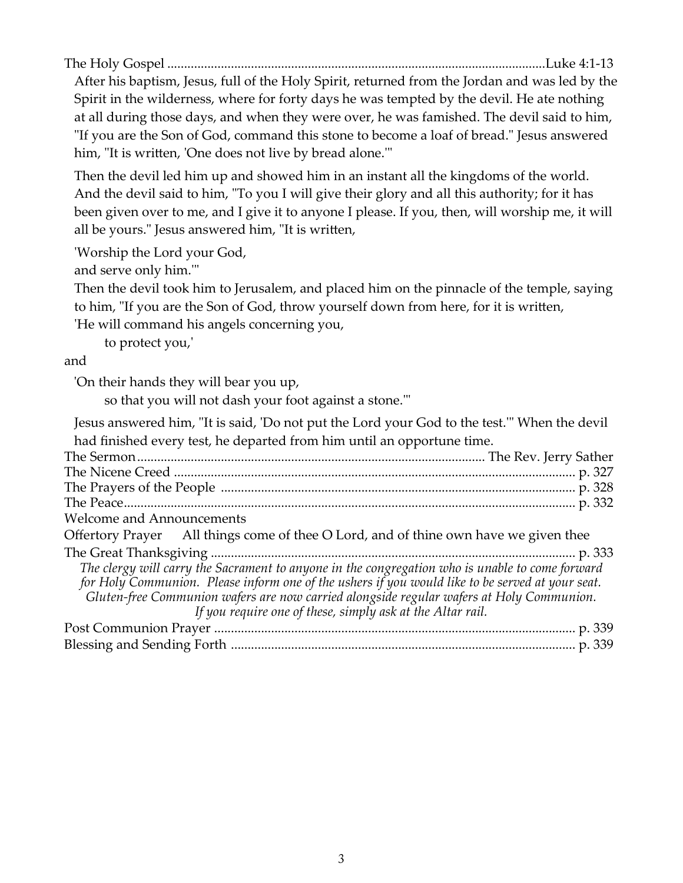The Holy Gospel ............................................................................................................Luke 4:1-13

After his baptism, Jesus, full of the Holy Spirit, returned from the Jordan and was led by the Spirit in the wilderness, where for forty days he was tempted by the devil. He ate nothing at all during those days, and when they were over, he was famished. The devil said to him, "If you are the Son of God, command this stone to become a loaf of bread." Jesus answered him, "It is written, 'One does not live by bread alone.'"

Then the devil led him up and showed him in an instant all the kingdoms of the world. And the devil said to him, "To you I will give their glory and all this authority; for it has been given over to me, and I give it to anyone I please. If you, then, will worship me, it will all be yours." Jesus answered him, "It is written,

'Worship the Lord your God,
and serve only him.'"

Then the devil took him to Jerusalem, and placed him on the pinnacle of the temple, saying to him, "If you are the Son of God, throw yourself down from here, for it is written,

'He will command his angels concerning you,
to protect you,'

and

'On their hands they will bear you up,
so that you will not dash your foot against a stone.'"

Jesus answered him, "It is said, 'Do not put the Lord your God to the test.'" When the devil had finished every test, he departed from him until an opportune time.

The Sermon....................................................................................................... The Rev. Jerry Sather

The Nicene Creed ....................................................................................................................... p. 327

The Prayers of the People ......................................................................................................... p. 328

The Peace...................................................................................................................................... p. 332

Welcome and Announcements

Offertory Prayer All things come of thee O Lord, and of thine own have we given thee

The Great Thanksgiving ............................................................................................................ p. 333

*The clergy will carry the Sacrament to anyone in the congregation who is unable to come forward for Holy Communion. Please inform one of the ushers if you would like to be served at your seat. Gluten-free Communion wafers are now carried alongside regular wafers at Holy Communion. If you require one of these, simply ask at the Altar rail.*

Post Communion Prayer ........................................................................................................... p. 339

Blessing and Sending Forth ...................................................................................................... p. 339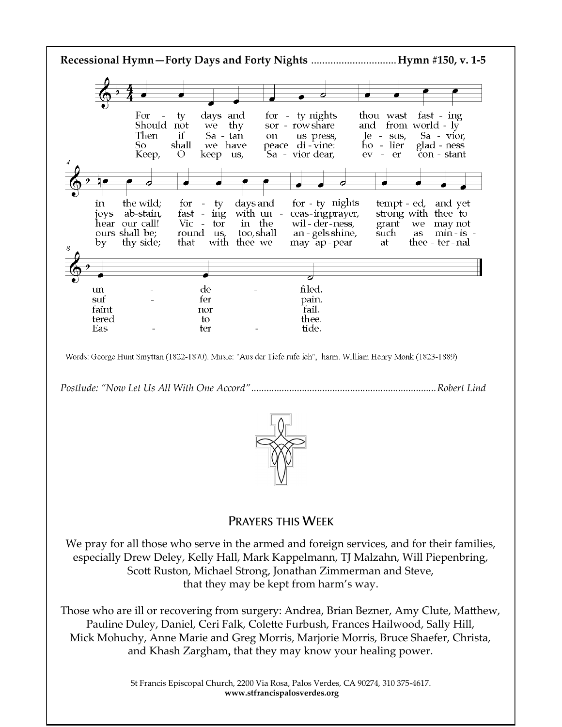**Recessional Hymn—Forty Days and Forty Nights ............................... Hymn #150, v. 1-5**

Words: George Hunt Smyttan (1822-1870). Music: "Aus der Tiefe rufe ich", harm. William Henry Monk (1823-1889)

*Postlude: "Now Let Us All With One Accord" ........................................................................ Robert Lind*

## Prayers this Week

We pray for all those who serve in the armed and foreign services, and for their families, especially Drew Deley, Kelly Hall, Mark Kappelmann, TJ Malzahn, Will Piepenbring, Scott Ruston, Michael Strong, Jonathan Zimmerman and Steve, that they may be kept from harm's way.

Those who are ill or recovering from surgery: Andrea, Brian Bezner, Amy Clute, Matthew, Pauline Duley, Daniel, Ceri Falk, Colette Furbush, Frances Hailwood, Sally Hill, Mick Mohuchy, Anne Marie and Greg Morris, Marjorie Morris, Bruce Shaefer, Christa, and Khash Zargham, that they may know your healing power.

St Francis Episcopal Church, 2200 Via Rosa, Palos Verdes, CA 90274, 310 375-4617.
**www.stfrancispalosverdes.org**